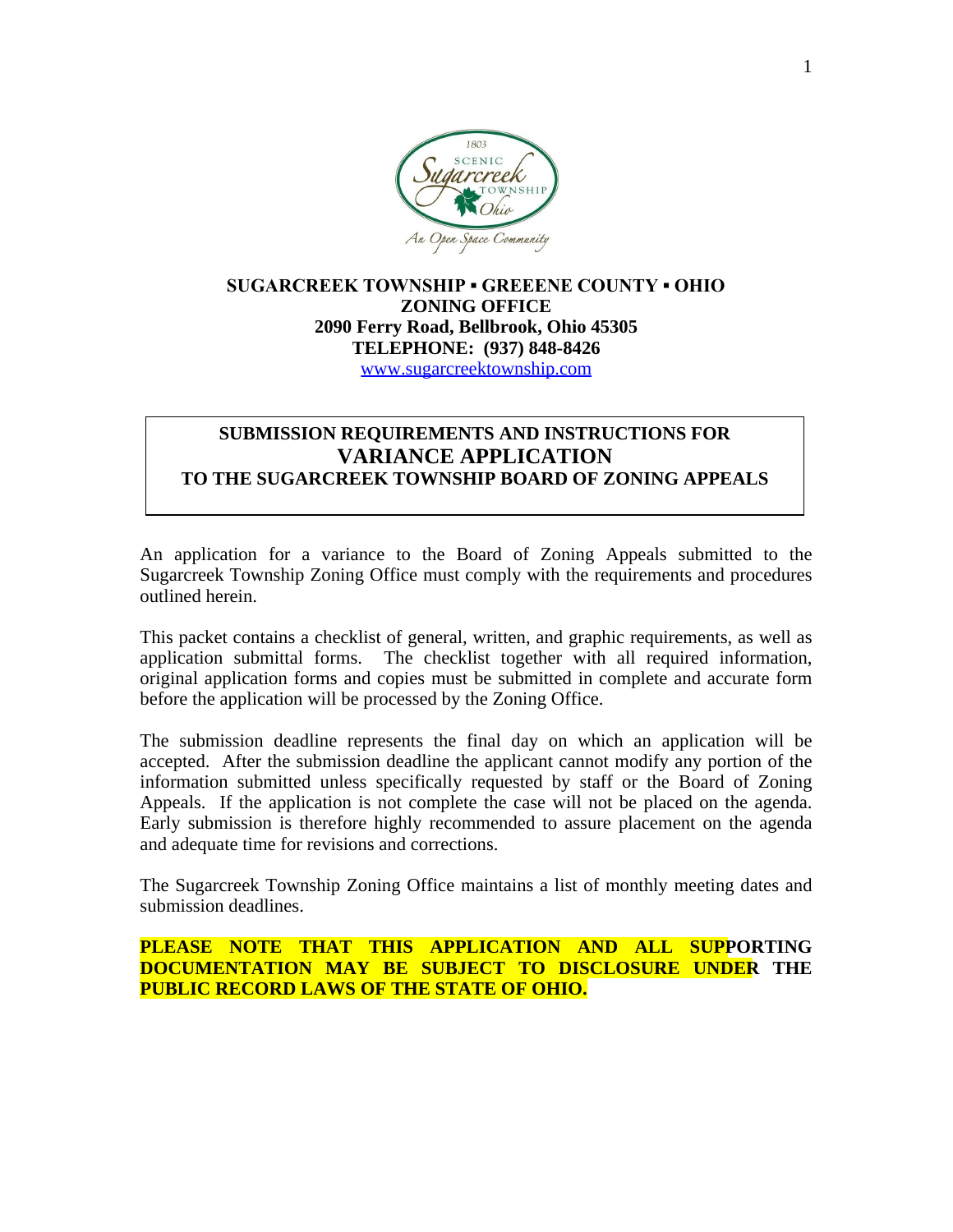**SUGARCREEK TOWNSHIP ▪ GREEENE COUNTY ▪ OHIO**
**ZONING OFFICE**
**2090 Ferry Road, Bellbrook, Ohio 45305**
**TELEPHONE: (937) 848-8426**
www.sugarcreektownship.com

# SUBMISSION REQUIREMENTS AND INSTRUCTIONS FOR VARIANCE APPLICATION TO THE SUGARCREEK TOWNSHIP BOARD OF ZONING APPEALS

An application for a variance to the Board of Zoning Appeals submitted to the Sugarcreek Township Zoning Office must comply with the requirements and procedures outlined herein.

This packet contains a checklist of general, written, and graphic requirements, as well as application submittal forms. The checklist together with all required information, original application forms and copies must be submitted in complete and accurate form before the application will be processed by the Zoning Office.

The submission deadline represents the final day on which an application will be accepted. After the submission deadline the applicant cannot modify any portion of the information submitted unless specifically requested by staff or the Board of Zoning Appeals. If the application is not complete the case will not be placed on the agenda. Early submission is therefore highly recommended to assure placement on the agenda and adequate time for revisions and corrections.

The Sugarcreek Township Zoning Office maintains a list of monthly meeting dates and submission deadlines.

**PLEASE NOTE THAT THIS APPLICATION AND ALL SUPPORTING DOCUMENTATION MAY BE SUBJECT TO DISCLOSURE UNDER THE PUBLIC RECORD LAWS OF THE STATE OF OHIO.**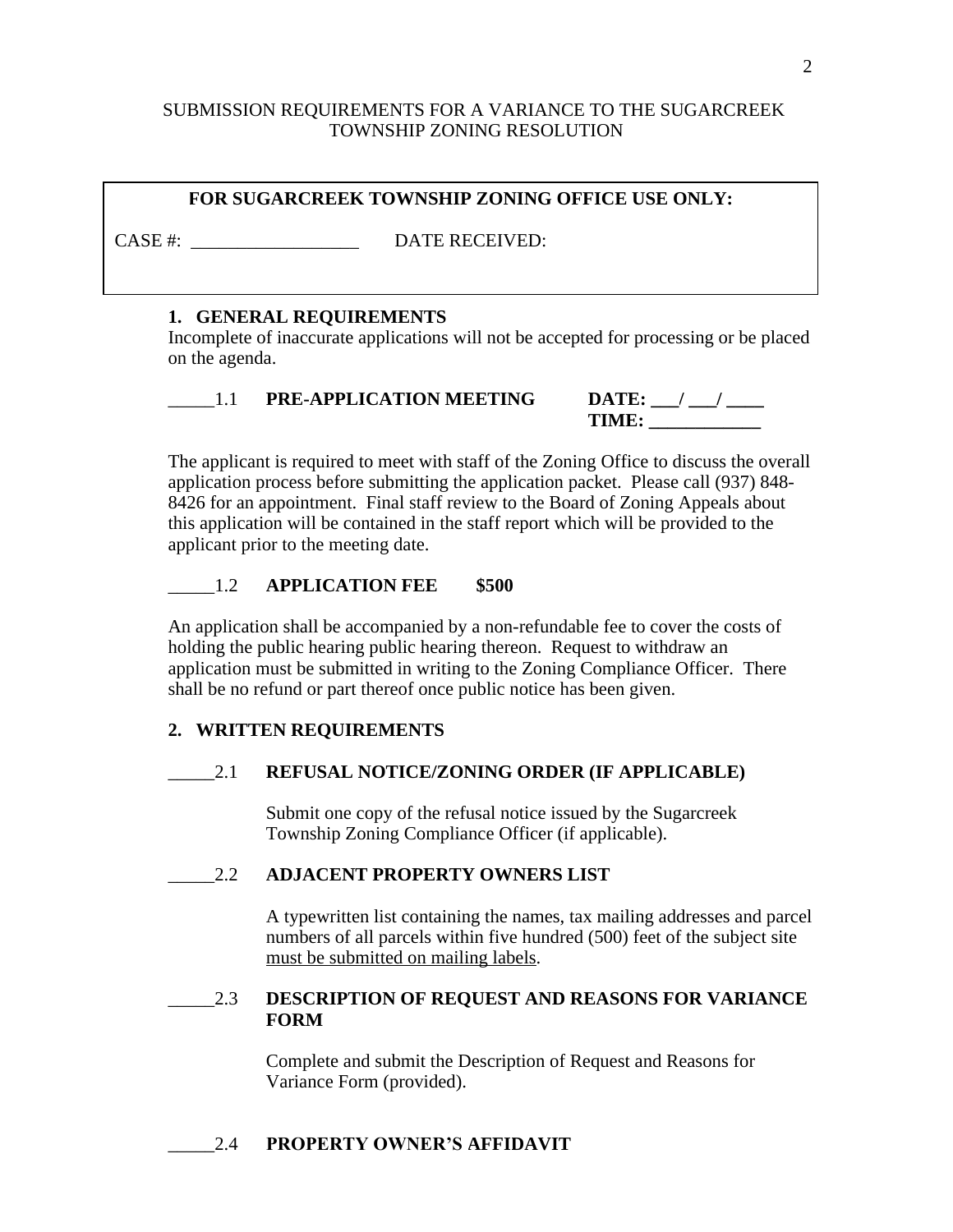SUBMISSION REQUIREMENTS FOR A VARIANCE TO THE SUGARCREEK TOWNSHIP ZONING RESOLUTION

| **FOR SUGARCREEK TOWNSHIP ZONING OFFICE USE ONLY:** | |
|---|---|
| CASE #: ___________________ | DATE RECEIVED: |

### 1. GENERAL REQUIREMENTS

Incomplete of inaccurate applications will not be accepted for processing or be placed on the agenda.

_____1.1 **PRE-APPLICATION MEETING** **DATE: ___/ ___/ ____**
**TIME: ____________**

The applicant is required to meet with staff of the Zoning Office to discuss the overall application process before submitting the application packet. Please call (937) 848-8426 for an appointment. Final staff review to the Board of Zoning Appeals about this application will be contained in the staff report which will be provided to the applicant prior to the meeting date.

_____1.2 **APPLICATION FEE** **$500**

An application shall be accompanied by a non-refundable fee to cover the costs of holding the public hearing public hearing thereon. Request to withdraw an application must be submitted in writing to the Zoning Compliance Officer. There shall be no refund or part thereof once public notice has been given.

### 2. WRITTEN REQUIREMENTS

_____2.1 **REFUSAL NOTICE/ZONING ORDER (IF APPLICABLE)**

Submit one copy of the refusal notice issued by the Sugarcreek Township Zoning Compliance Officer (if applicable).

_____2.2 **ADJACENT PROPERTY OWNERS LIST**

A typewritten list containing the names, tax mailing addresses and parcel numbers of all parcels within five hundred (500) feet of the subject site <u>must be submitted on mailing labels</u>.

_____2.3 **DESCRIPTION OF REQUEST AND REASONS FOR VARIANCE FORM**

Complete and submit the Description of Request and Reasons for Variance Form (provided).

_____2.4 **PROPERTY OWNER'S AFFIDAVIT**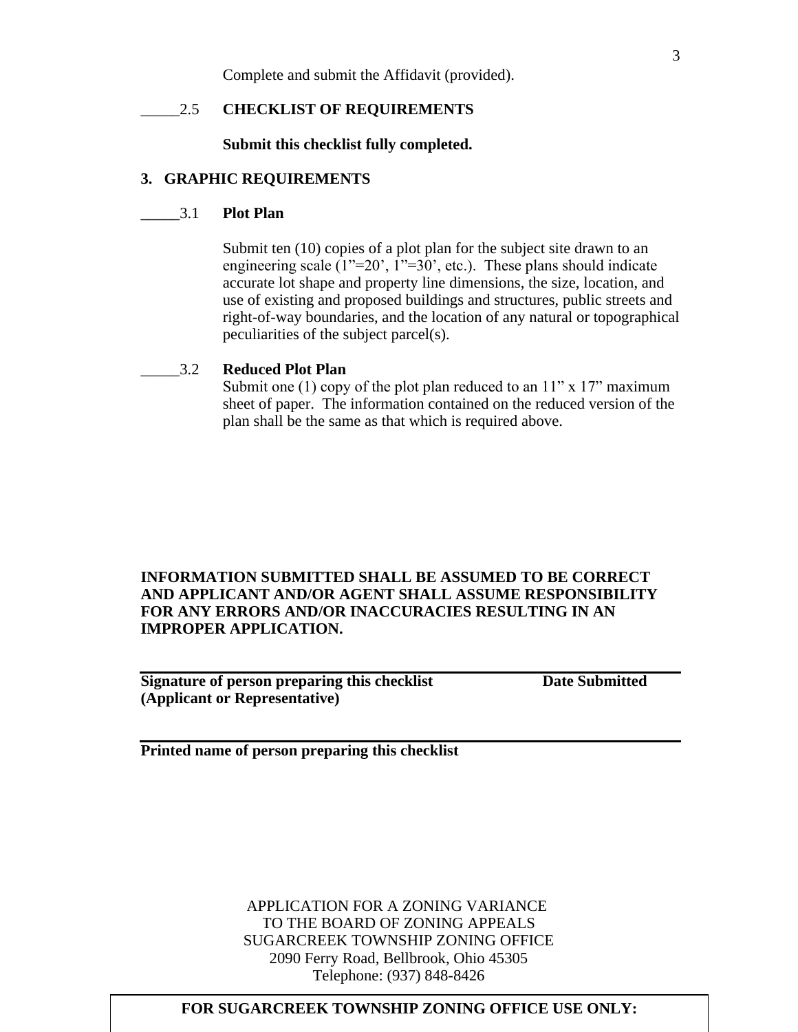Complete and submit the Affidavit (provided).

_____2.5 **CHECKLIST OF REQUIREMENTS**

**Submit this checklist fully completed.**

## 3. GRAPHIC REQUIREMENTS

_____3.1 **Plot Plan**

Submit ten (10) copies of a plot plan for the subject site drawn to an engineering scale (1"=20', 1"=30', etc.). These plans should indicate accurate lot shape and property line dimensions, the size, location, and use of existing and proposed buildings and structures, public streets and right-of-way boundaries, and the location of any natural or topographical peculiarities of the subject parcel(s).

_____3.2 **Reduced Plot Plan**

Submit one (1) copy of the plot plan reduced to an 11" x 17" maximum sheet of paper. The information contained on the reduced version of the plan shall be the same as that which is required above.

**INFORMATION SUBMITTED SHALL BE ASSUMED TO BE CORRECT AND APPLICANT AND/OR AGENT SHALL ASSUME RESPONSIBILITY FOR ANY ERRORS AND/OR INACCURACIES RESULTING IN AN IMPROPER APPLICATION.**

______________________________________________________________

**Signature of person preparing this checklist (Applicant or Representative)** **Date Submitted**

______________________________________________________________

**Printed name of person preparing this checklist**

APPLICATION FOR A ZONING VARIANCE
TO THE BOARD OF ZONING APPEALS
SUGARCREEK TOWNSHIP ZONING OFFICE
2090 Ferry Road, Bellbrook, Ohio 45305
Telephone: (937) 848-8426

**FOR SUGARCREEK TOWNSHIP ZONING OFFICE USE ONLY:**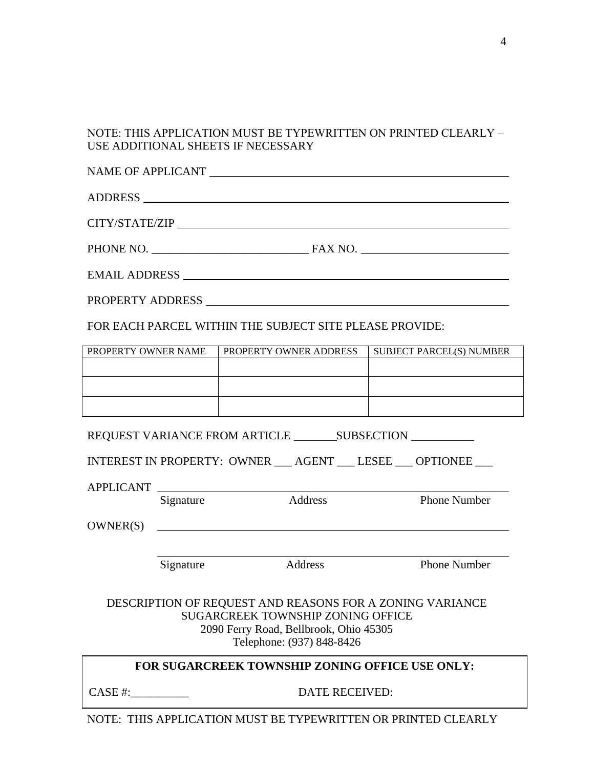NOTE: THIS APPLICATION MUST BE TYPEWRITTEN ON PRINTED CLEARLY – USE ADDITIONAL SHEETS IF NECESSARY

NAME OF APPLICANT ____________________________________________

ADDRESS ____________________________________________________

CITY/STATE/ZIP ______________________________________________

PHONE NO. ___________________________ FAX NO. _________________________

EMAIL ADDRESS ______________________________________________

PROPERTY ADDRESS ___________________________________________

FOR EACH PARCEL WITHIN THE SUBJECT SITE PLEASE PROVIDE:

| PROPERTY OWNER NAME | PROPERTY OWNER ADDRESS | SUBJECT PARCEL(S) NUMBER |
| --- | --- | --- |
| | | |
| | | |
| | | |

REQUEST VARIANCE FROM ARTICLE ________SUBSECTION ___________

INTEREST IN PROPERTY: OWNER ___ AGENT ___ LESEE ___ OPTIONEE ___

APPLICANT ____________________________________________________

Signature Address Phone Number

OWNER(S) ____________________________________________________

____________________________________________________

Signature Address Phone Number

DESCRIPTION OF REQUEST AND REASONS FOR A ZONING VARIANCE
SUGARCREEK TOWNSHIP ZONING OFFICE
2090 Ferry Road, Bellbrook, Ohio 45305
Telephone: (937) 848-8426

**FOR SUGARCREEK TOWNSHIP ZONING OFFICE USE ONLY:**

CASE #:__________ DATE RECEIVED:

NOTE: THIS APPLICATION MUST BE TYPEWRITTEN OR PRINTED CLEARLY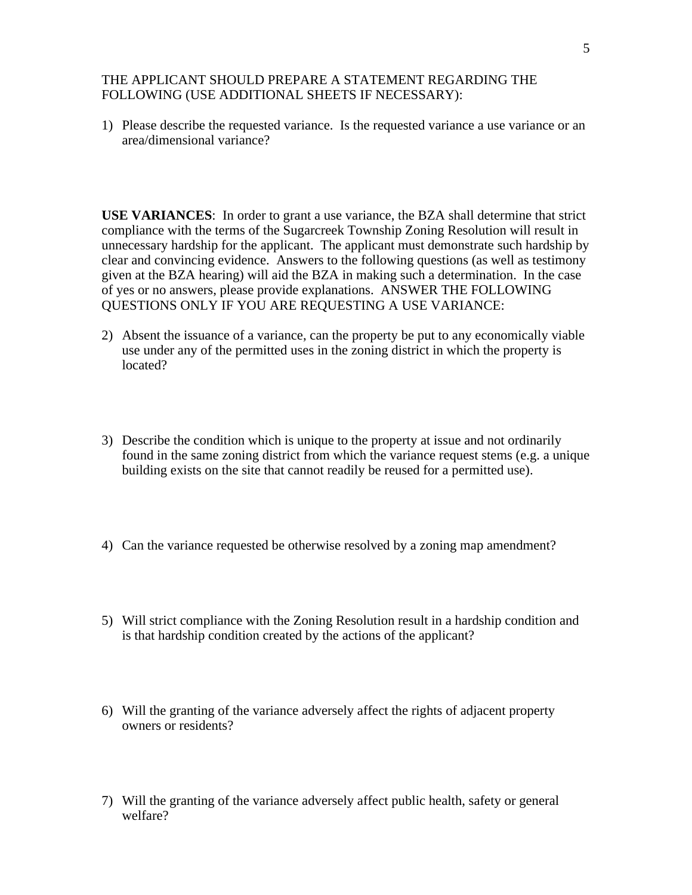THE APPLICANT SHOULD PREPARE A STATEMENT REGARDING THE FOLLOWING (USE ADDITIONAL SHEETS IF NECESSARY):

1) Please describe the requested variance. Is the requested variance a use variance or an area/dimensional variance?

**USE VARIANCES**: In order to grant a use variance, the BZA shall determine that strict compliance with the terms of the Sugarcreek Township Zoning Resolution will result in unnecessary hardship for the applicant. The applicant must demonstrate such hardship by clear and convincing evidence. Answers to the following questions (as well as testimony given at the BZA hearing) will aid the BZA in making such a determination. In the case of yes or no answers, please provide explanations. ANSWER THE FOLLOWING QUESTIONS ONLY IF YOU ARE REQUESTING A USE VARIANCE:

2) Absent the issuance of a variance, can the property be put to any economically viable use under any of the permitted uses in the zoning district in which the property is located?

3) Describe the condition which is unique to the property at issue and not ordinarily found in the same zoning district from which the variance request stems (e.g. a unique building exists on the site that cannot readily be reused for a permitted use).

4) Can the variance requested be otherwise resolved by a zoning map amendment?

5) Will strict compliance with the Zoning Resolution result in a hardship condition and is that hardship condition created by the actions of the applicant?

6) Will the granting of the variance adversely affect the rights of adjacent property owners or residents?

7) Will the granting of the variance adversely affect public health, safety or general welfare?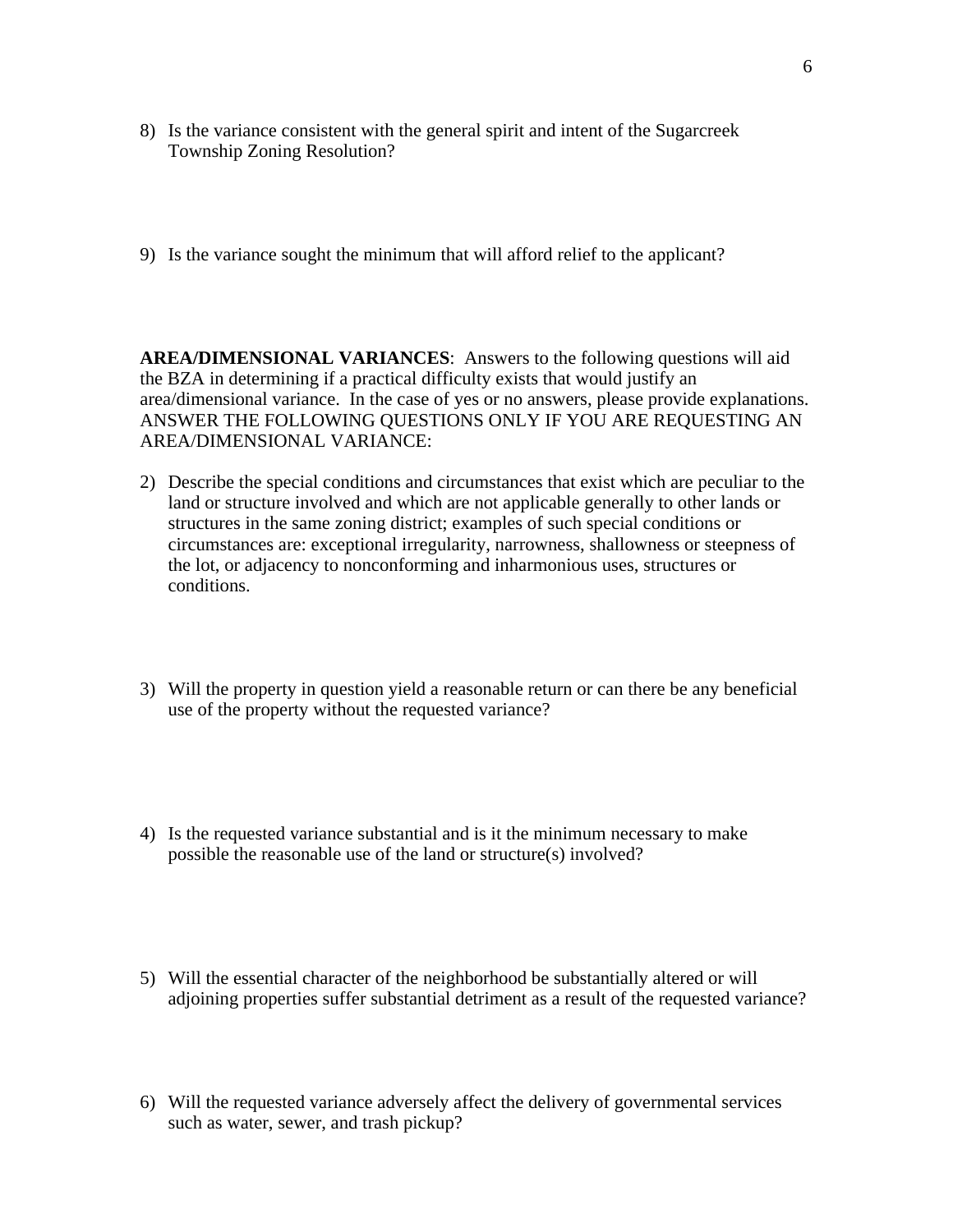8) Is the variance consistent with the general spirit and intent of the Sugarcreek Township Zoning Resolution?

9) Is the variance sought the minimum that will afford relief to the applicant?

**AREA/DIMENSIONAL VARIANCES**: Answers to the following questions will aid the BZA in determining if a practical difficulty exists that would justify an area/dimensional variance. In the case of yes or no answers, please provide explanations. ANSWER THE FOLLOWING QUESTIONS ONLY IF YOU ARE REQUESTING AN AREA/DIMENSIONAL VARIANCE:

2) Describe the special conditions and circumstances that exist which are peculiar to the land or structure involved and which are not applicable generally to other lands or structures in the same zoning district; examples of such special conditions or circumstances are: exceptional irregularity, narrowness, shallowness or steepness of the lot, or adjacency to nonconforming and inharmonious uses, structures or conditions.

3) Will the property in question yield a reasonable return or can there be any beneficial use of the property without the requested variance?

4) Is the requested variance substantial and is it the minimum necessary to make possible the reasonable use of the land or structure(s) involved?

5) Will the essential character of the neighborhood be substantially altered or will adjoining properties suffer substantial detriment as a result of the requested variance?

6) Will the requested variance adversely affect the delivery of governmental services such as water, sewer, and trash pickup?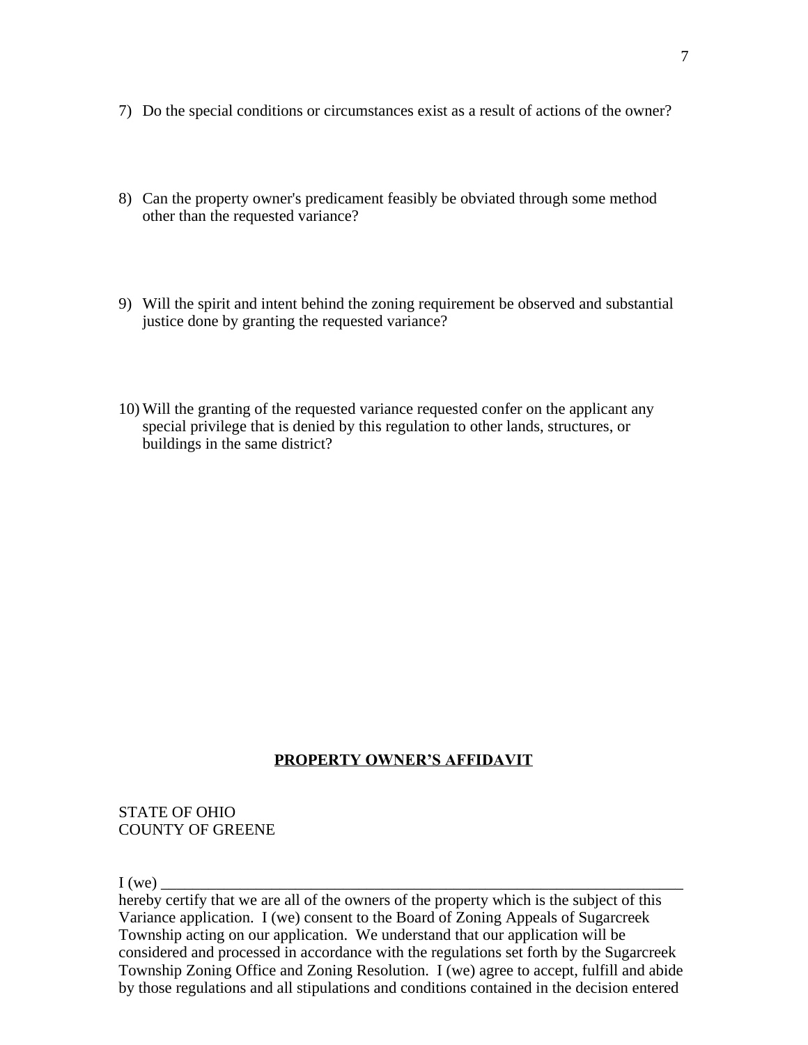7) Do the special conditions or circumstances exist as a result of actions of the owner?

8) Can the property owner's predicament feasibly be obviated through some method other than the requested variance?

9) Will the spirit and intent behind the zoning requirement be observed and substantial justice done by granting the requested variance?

10) Will the granting of the requested variance requested confer on the applicant any special privilege that is denied by this regulation to other lands, structures, or buildings in the same district?

**PROPERTY OWNER'S AFFIDAVIT**

STATE OF OHIO
COUNTY OF GREENE

I (we) ______________________________________________________________________
hereby certify that we are all of the owners of the property which is the subject of this Variance application. I (we) consent to the Board of Zoning Appeals of Sugarcreek Township acting on our application. We understand that our application will be considered and processed in accordance with the regulations set forth by the Sugarcreek Township Zoning Office and Zoning Resolution. I (we) agree to accept, fulfill and abide by those regulations and all stipulations and conditions contained in the decision entered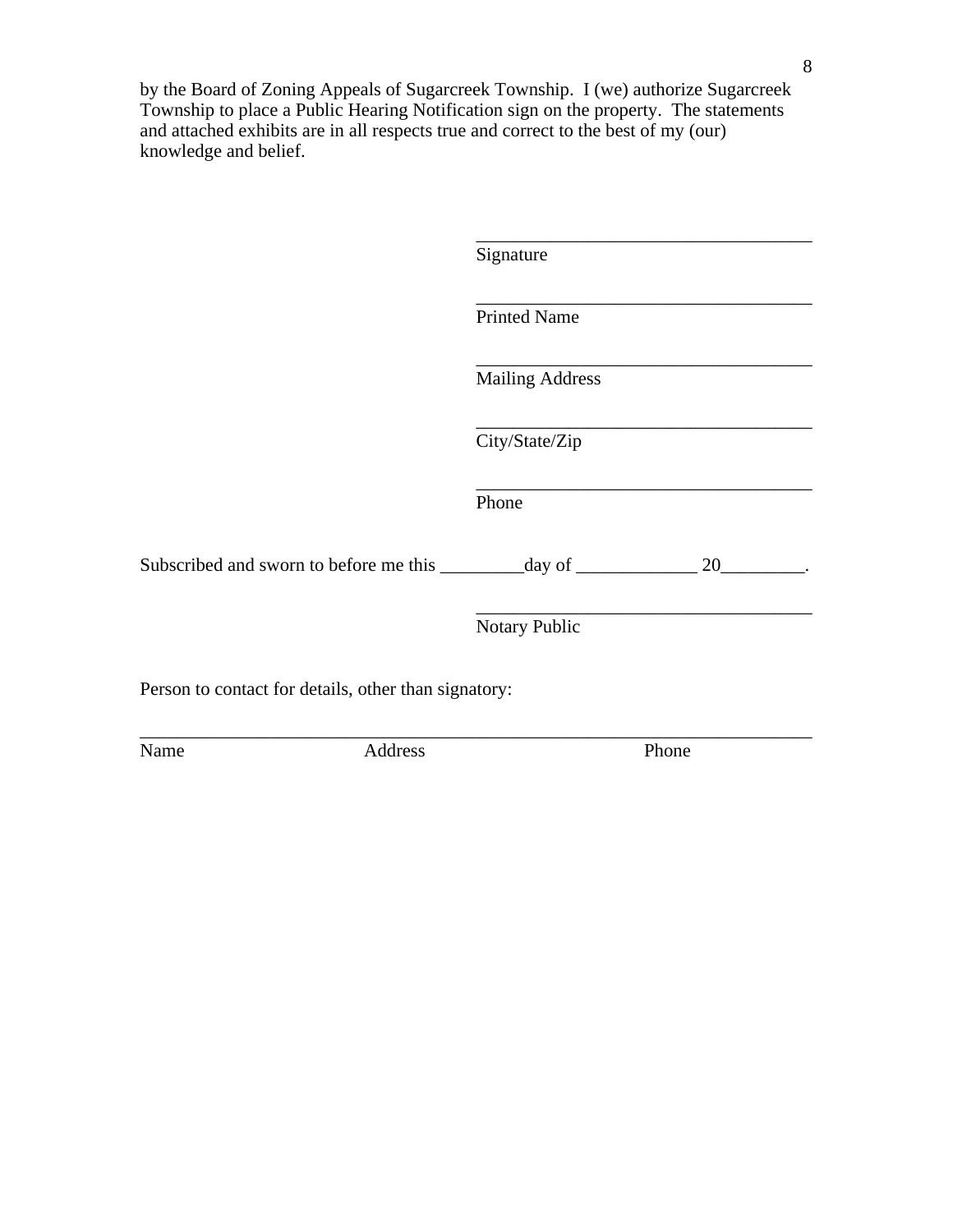by the Board of Zoning Appeals of Sugarcreek Township. I (we) authorize Sugarcreek Township to place a Public Hearing Notification sign on the property. The statements and attached exhibits are in all respects true and correct to the best of my (our) knowledge and belief.

_____________________________________
Signature

_____________________________________
Printed Name

_____________________________________
Mailing Address

_____________________________________
City/State/Zip

_____________________________________
Phone

Subscribed and sworn to before me this _________day of _____________ 20_________.

_____________________________________
Notary Public

Person to contact for details, other than signatory:

___________________________________________________________________________
Name Address Phone